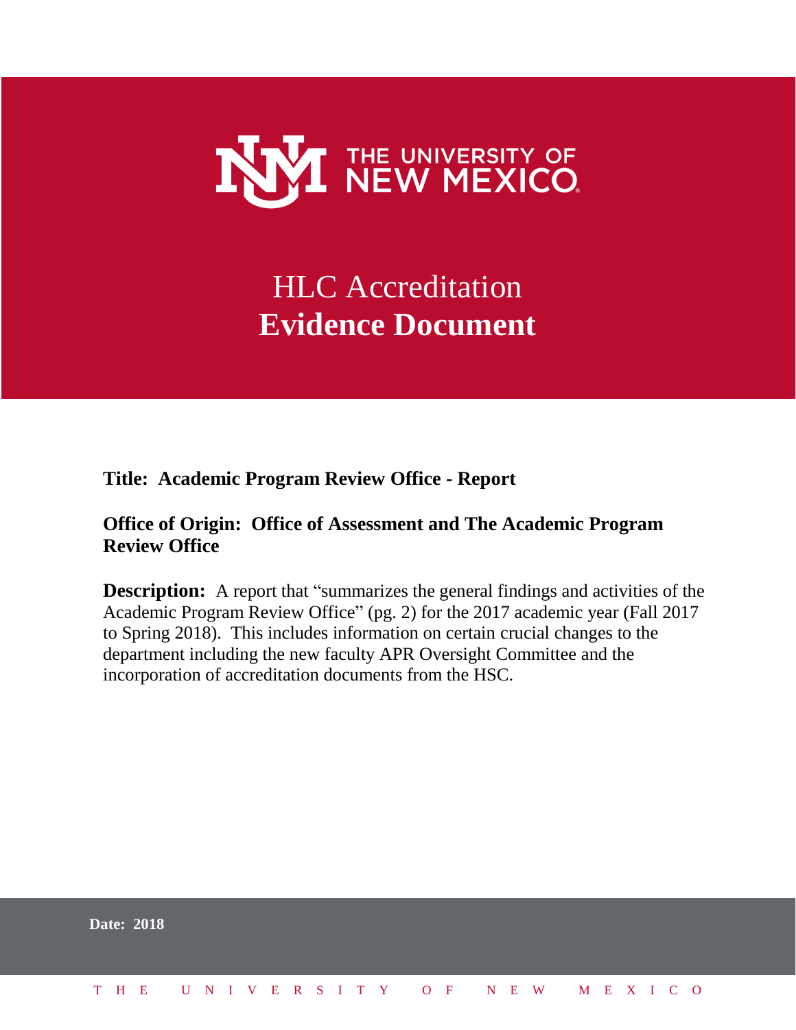THE UNIVERSITY OF NEW MEXICO

# HLC Accreditation
# **Evidence Document**

**Title: Academic Program Review Office - Report**

**Office of Origin: Office of Assessment and The Academic Program Review Office**

**Description:** A report that "summarizes the general findings and activities of the Academic Program Review Office" (pg. 2) for the 2017 academic year (Fall 2017 to Spring 2018). This includes information on certain crucial changes to the department including the new faculty APR Oversight Committee and the incorporation of accreditation documents from the HSC.

**Date: 2018**

THE UNIVERSITY OF NEW MEXICO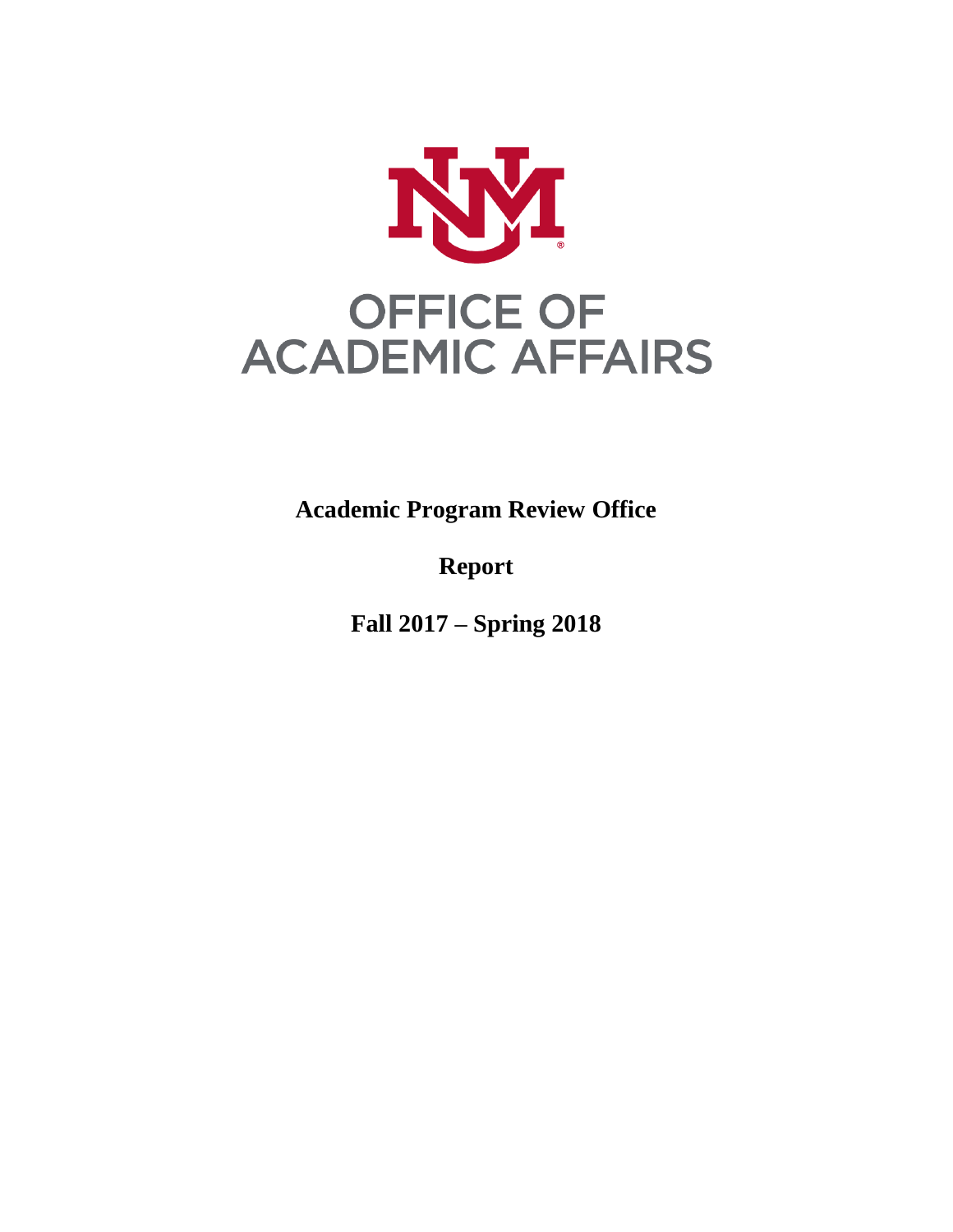# OFFICE OF ACADEMIC AFFAIRS

**Academic Program Review Office**

**Report**

**Fall 2017 – Spring 2018**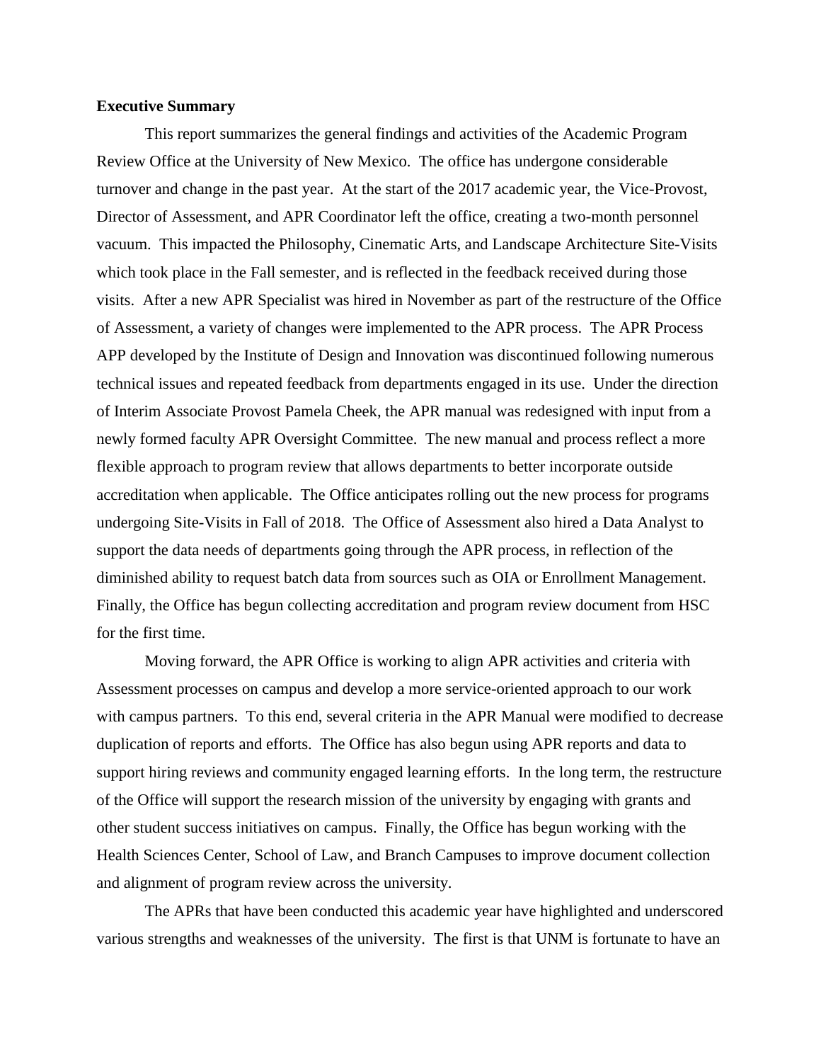**Executive Summary**

This report summarizes the general findings and activities of the Academic Program Review Office at the University of New Mexico. The office has undergone considerable turnover and change in the past year. At the start of the 2017 academic year, the Vice-Provost, Director of Assessment, and APR Coordinator left the office, creating a two-month personnel vacuum. This impacted the Philosophy, Cinematic Arts, and Landscape Architecture Site-Visits which took place in the Fall semester, and is reflected in the feedback received during those visits. After a new APR Specialist was hired in November as part of the restructure of the Office of Assessment, a variety of changes were implemented to the APR process. The APR Process APP developed by the Institute of Design and Innovation was discontinued following numerous technical issues and repeated feedback from departments engaged in its use. Under the direction of Interim Associate Provost Pamela Cheek, the APR manual was redesigned with input from a newly formed faculty APR Oversight Committee. The new manual and process reflect a more flexible approach to program review that allows departments to better incorporate outside accreditation when applicable. The Office anticipates rolling out the new process for programs undergoing Site-Visits in Fall of 2018. The Office of Assessment also hired a Data Analyst to support the data needs of departments going through the APR process, in reflection of the diminished ability to request batch data from sources such as OIA or Enrollment Management. Finally, the Office has begun collecting accreditation and program review document from HSC for the first time.

Moving forward, the APR Office is working to align APR activities and criteria with Assessment processes on campus and develop a more service-oriented approach to our work with campus partners. To this end, several criteria in the APR Manual were modified to decrease duplication of reports and efforts. The Office has also begun using APR reports and data to support hiring reviews and community engaged learning efforts. In the long term, the restructure of the Office will support the research mission of the university by engaging with grants and other student success initiatives on campus. Finally, the Office has begun working with the Health Sciences Center, School of Law, and Branch Campuses to improve document collection and alignment of program review across the university.

The APRs that have been conducted this academic year have highlighted and underscored various strengths and weaknesses of the university. The first is that UNM is fortunate to have an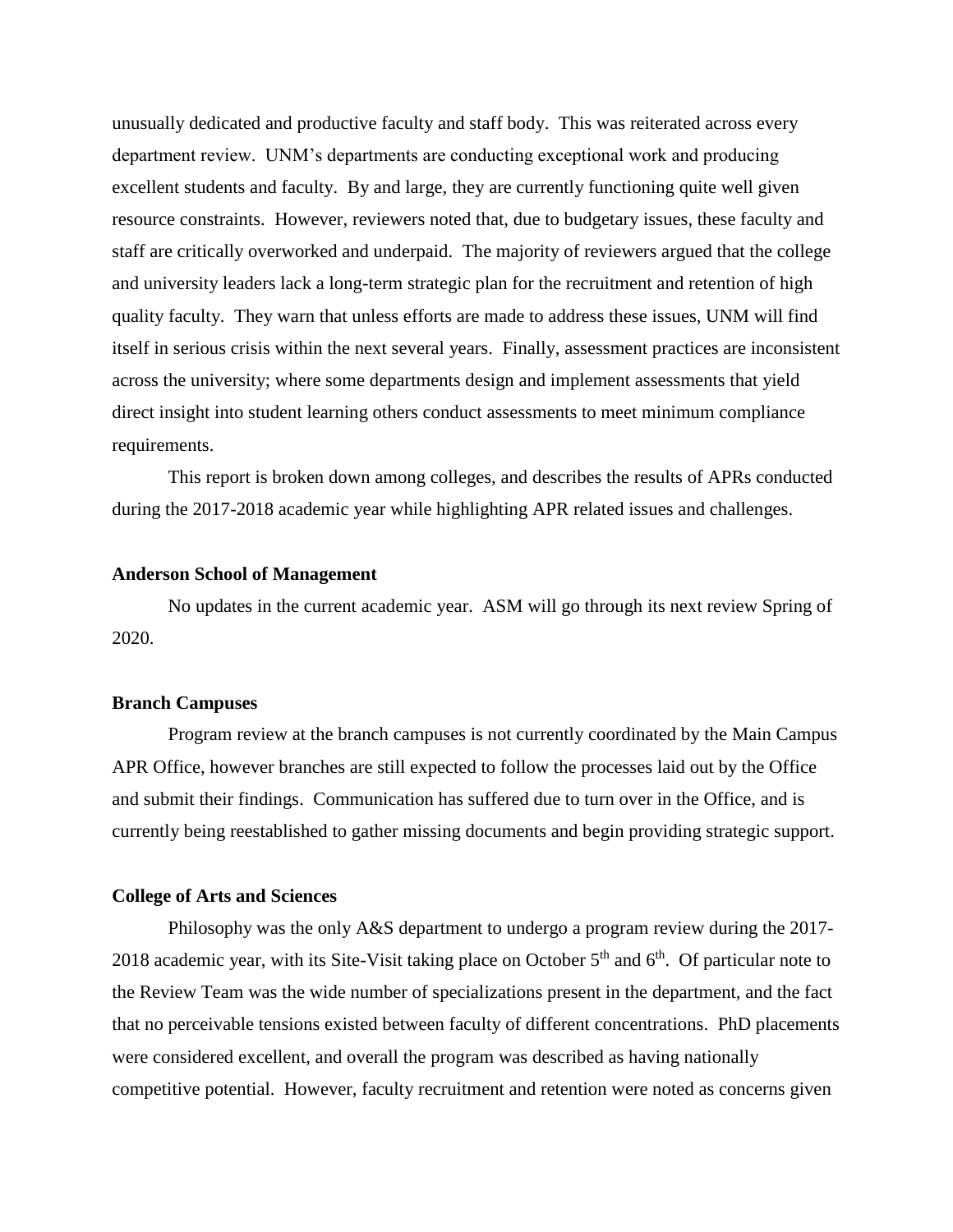unusually dedicated and productive faculty and staff body. This was reiterated across every department review. UNM's departments are conducting exceptional work and producing excellent students and faculty. By and large, they are currently functioning quite well given resource constraints. However, reviewers noted that, due to budgetary issues, these faculty and staff are critically overworked and underpaid. The majority of reviewers argued that the college and university leaders lack a long-term strategic plan for the recruitment and retention of high quality faculty. They warn that unless efforts are made to address these issues, UNM will find itself in serious crisis within the next several years. Finally, assessment practices are inconsistent across the university; where some departments design and implement assessments that yield direct insight into student learning others conduct assessments to meet minimum compliance requirements.

This report is broken down among colleges, and describes the results of APRs conducted during the 2017-2018 academic year while highlighting APR related issues and challenges.

**Anderson School of Management**

No updates in the current academic year. ASM will go through its next review Spring of 2020.

**Branch Campuses**

Program review at the branch campuses is not currently coordinated by the Main Campus APR Office, however branches are still expected to follow the processes laid out by the Office and submit their findings. Communication has suffered due to turn over in the Office, and is currently being reestablished to gather missing documents and begin providing strategic support.

**College of Arts and Sciences**

Philosophy was the only A&S department to undergo a program review during the 2017-2018 academic year, with its Site-Visit taking place on October 5th and 6th. Of particular note to the Review Team was the wide number of specializations present in the department, and the fact that no perceivable tensions existed between faculty of different concentrations. PhD placements were considered excellent, and overall the program was described as having nationally competitive potential. However, faculty recruitment and retention were noted as concerns given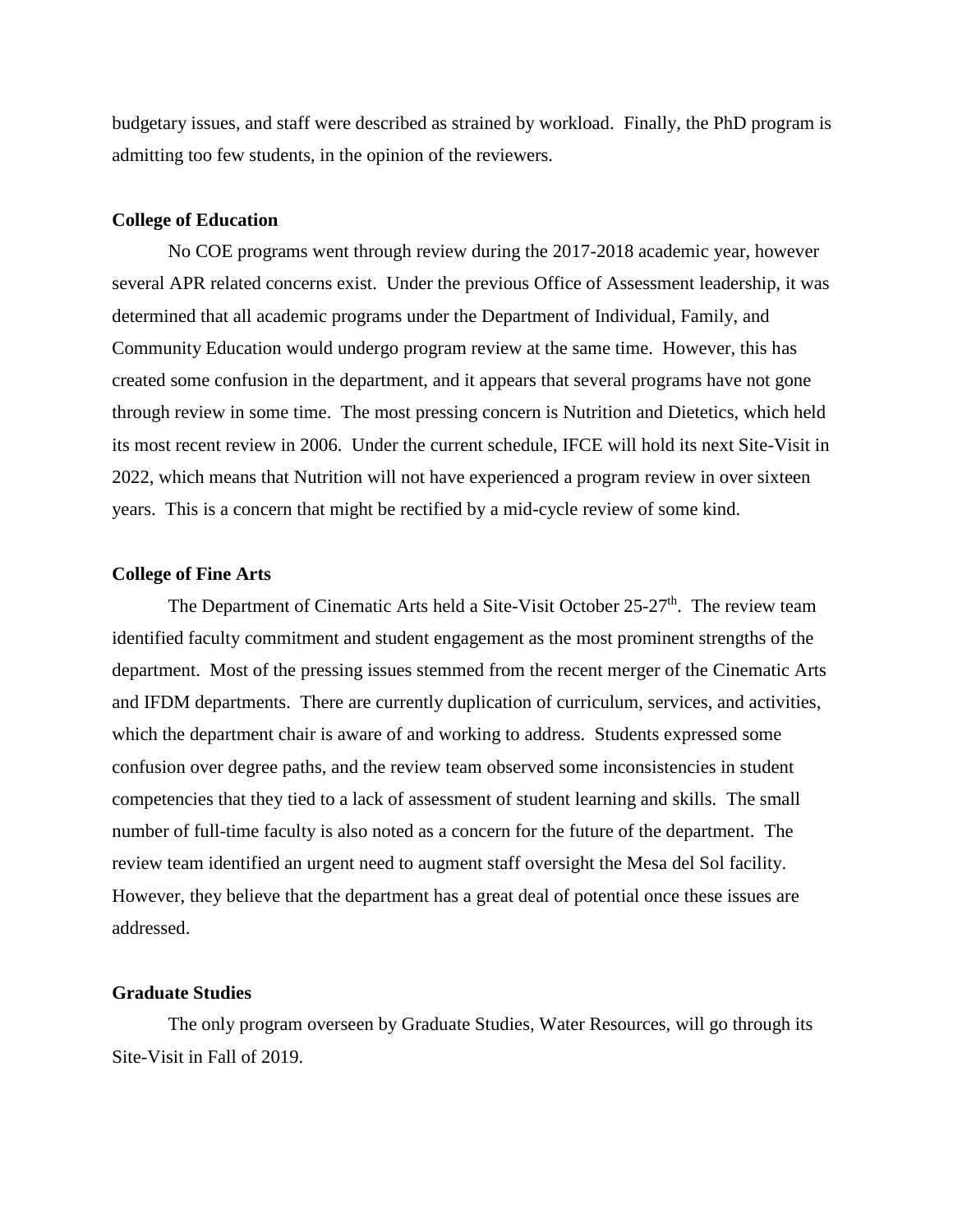budgetary issues, and staff were described as strained by workload. Finally, the PhD program is admitting too few students, in the opinion of the reviewers.

**College of Education**

No COE programs went through review during the 2017-2018 academic year, however several APR related concerns exist. Under the previous Office of Assessment leadership, it was determined that all academic programs under the Department of Individual, Family, and Community Education would undergo program review at the same time. However, this has created some confusion in the department, and it appears that several programs have not gone through review in some time. The most pressing concern is Nutrition and Dietetics, which held its most recent review in 2006. Under the current schedule, IFCE will hold its next Site-Visit in 2022, which means that Nutrition will not have experienced a program review in over sixteen years. This is a concern that might be rectified by a mid-cycle review of some kind.

**College of Fine Arts**

The Department of Cinematic Arts held a Site-Visit October 25-27th. The review team identified faculty commitment and student engagement as the most prominent strengths of the department. Most of the pressing issues stemmed from the recent merger of the Cinematic Arts and IFDM departments. There are currently duplication of curriculum, services, and activities, which the department chair is aware of and working to address. Students expressed some confusion over degree paths, and the review team observed some inconsistencies in student competencies that they tied to a lack of assessment of student learning and skills. The small number of full-time faculty is also noted as a concern for the future of the department. The review team identified an urgent need to augment staff oversight the Mesa del Sol facility. However, they believe that the department has a great deal of potential once these issues are addressed.

**Graduate Studies**

The only program overseen by Graduate Studies, Water Resources, will go through its Site-Visit in Fall of 2019.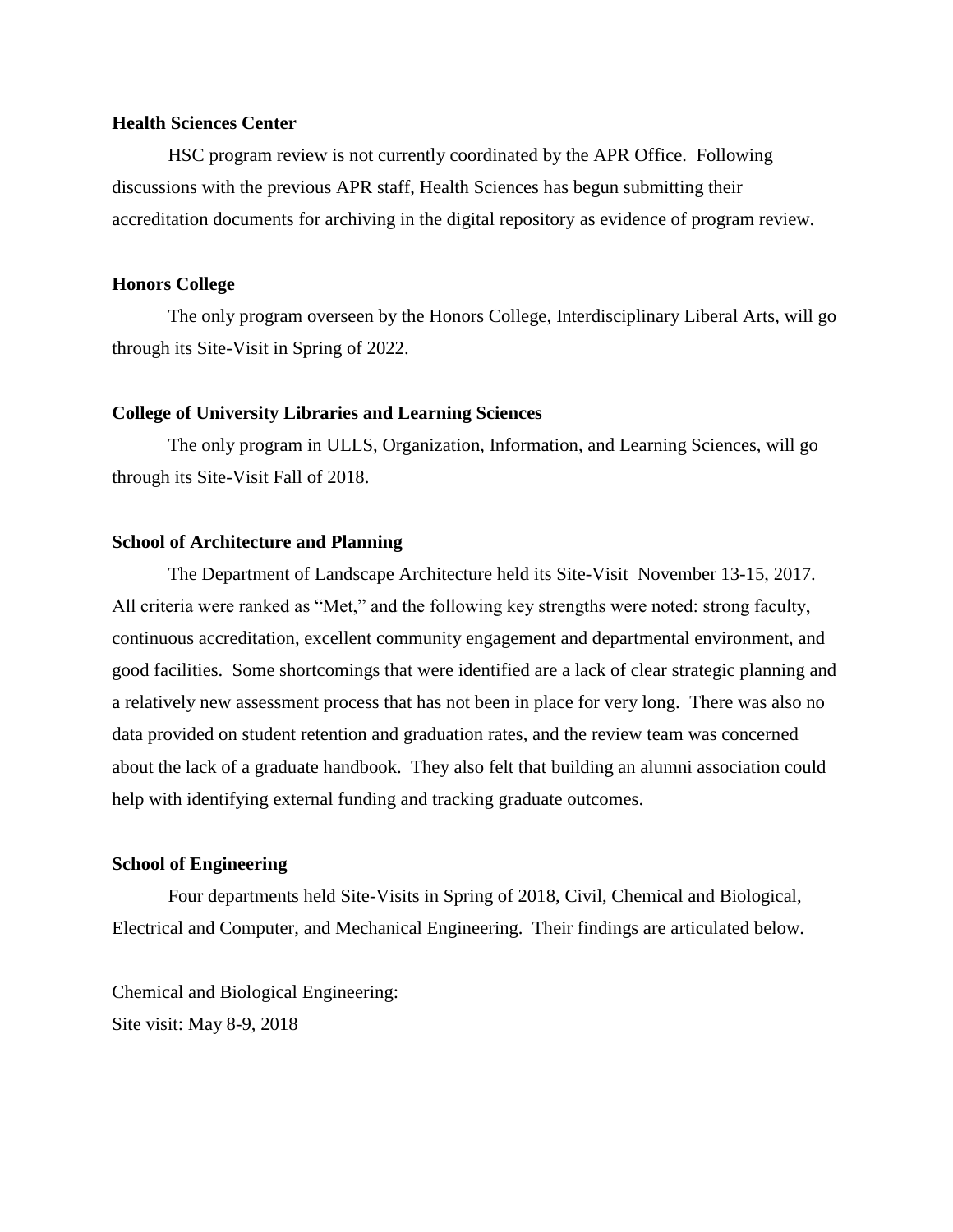**Health Sciences Center**

HSC program review is not currently coordinated by the APR Office. Following discussions with the previous APR staff, Health Sciences has begun submitting their accreditation documents for archiving in the digital repository as evidence of program review.

**Honors College**

The only program overseen by the Honors College, Interdisciplinary Liberal Arts, will go through its Site-Visit in Spring of 2022.

**College of University Libraries and Learning Sciences**

The only program in ULLS, Organization, Information, and Learning Sciences, will go through its Site-Visit Fall of 2018.

**School of Architecture and Planning**

The Department of Landscape Architecture held its Site-Visit November 13-15, 2017. All criteria were ranked as "Met," and the following key strengths were noted: strong faculty, continuous accreditation, excellent community engagement and departmental environment, and good facilities. Some shortcomings that were identified are a lack of clear strategic planning and a relatively new assessment process that has not been in place for very long. There was also no data provided on student retention and graduation rates, and the review team was concerned about the lack of a graduate handbook. They also felt that building an alumni association could help with identifying external funding and tracking graduate outcomes.

**School of Engineering**

Four departments held Site-Visits in Spring of 2018, Civil, Chemical and Biological, Electrical and Computer, and Mechanical Engineering. Their findings are articulated below.

Chemical and Biological Engineering:
Site visit: May 8-9, 2018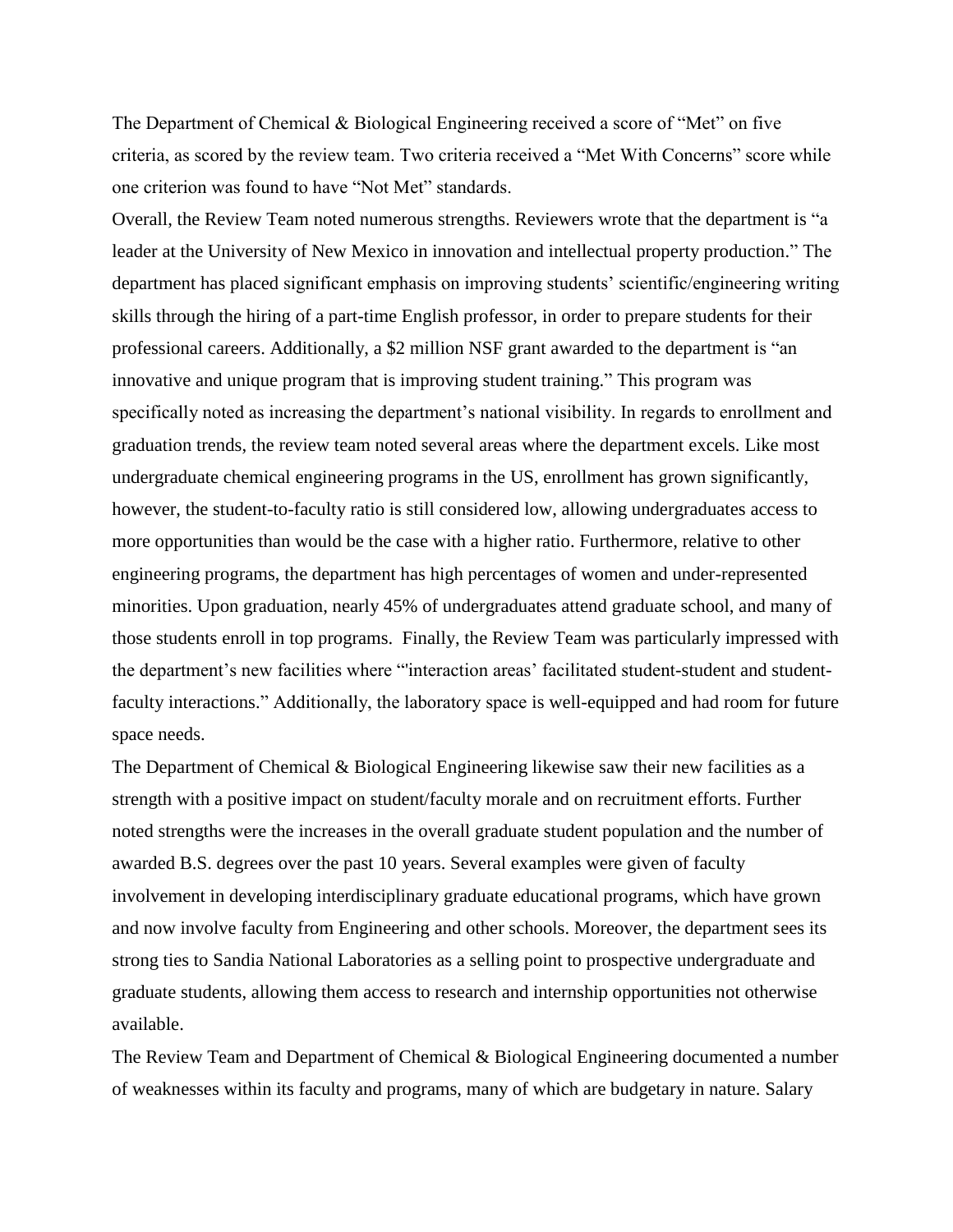The Department of Chemical & Biological Engineering received a score of "Met" on five criteria, as scored by the review team. Two criteria received a "Met With Concerns" score while one criterion was found to have "Not Met" standards.

Overall, the Review Team noted numerous strengths. Reviewers wrote that the department is "a leader at the University of New Mexico in innovation and intellectual property production." The department has placed significant emphasis on improving students' scientific/engineering writing skills through the hiring of a part-time English professor, in order to prepare students for their professional careers. Additionally, a $2 million NSF grant awarded to the department is "an innovative and unique program that is improving student training." This program was specifically noted as increasing the department's national visibility. In regards to enrollment and graduation trends, the review team noted several areas where the department excels. Like most undergraduate chemical engineering programs in the US, enrollment has grown significantly, however, the student-to-faculty ratio is still considered low, allowing undergraduates access to more opportunities than would be the case with a higher ratio. Furthermore, relative to other engineering programs, the department has high percentages of women and under-represented minorities. Upon graduation, nearly 45% of undergraduates attend graduate school, and many of those students enroll in top programs. Finally, the Review Team was particularly impressed with the department's new facilities where "'interaction areas' facilitated student-student and student-faculty interactions." Additionally, the laboratory space is well-equipped and had room for future space needs.

The Department of Chemical & Biological Engineering likewise saw their new facilities as a strength with a positive impact on student/faculty morale and on recruitment efforts. Further noted strengths were the increases in the overall graduate student population and the number of awarded B.S. degrees over the past 10 years. Several examples were given of faculty involvement in developing interdisciplinary graduate educational programs, which have grown and now involve faculty from Engineering and other schools. Moreover, the department sees its strong ties to Sandia National Laboratories as a selling point to prospective undergraduate and graduate students, allowing them access to research and internship opportunities not otherwise available.

The Review Team and Department of Chemical & Biological Engineering documented a number of weaknesses within its faculty and programs, many of which are budgetary in nature. Salary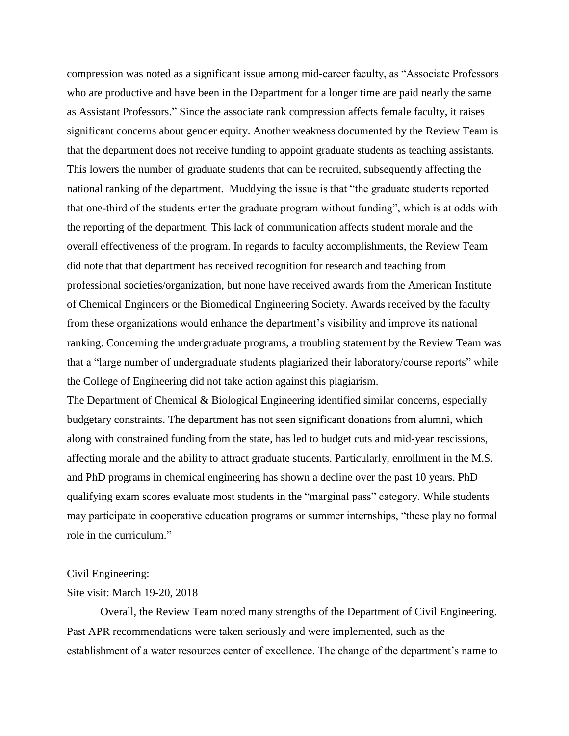compression was noted as a significant issue among mid-career faculty, as "Associate Professors who are productive and have been in the Department for a longer time are paid nearly the same as Assistant Professors." Since the associate rank compression affects female faculty, it raises significant concerns about gender equity. Another weakness documented by the Review Team is that the department does not receive funding to appoint graduate students as teaching assistants. This lowers the number of graduate students that can be recruited, subsequently affecting the national ranking of the department. Muddying the issue is that "the graduate students reported that one-third of the students enter the graduate program without funding", which is at odds with the reporting of the department. This lack of communication affects student morale and the overall effectiveness of the program. In regards to faculty accomplishments, the Review Team did note that that department has received recognition for research and teaching from professional societies/organization, but none have received awards from the American Institute of Chemical Engineers or the Biomedical Engineering Society. Awards received by the faculty from these organizations would enhance the department's visibility and improve its national ranking. Concerning the undergraduate programs, a troubling statement by the Review Team was that a "large number of undergraduate students plagiarized their laboratory/course reports" while the College of Engineering did not take action against this plagiarism.

The Department of Chemical & Biological Engineering identified similar concerns, especially budgetary constraints. The department has not seen significant donations from alumni, which along with constrained funding from the state, has led to budget cuts and mid-year rescissions, affecting morale and the ability to attract graduate students. Particularly, enrollment in the M.S. and PhD programs in chemical engineering has shown a decline over the past 10 years. PhD qualifying exam scores evaluate most students in the "marginal pass" category. While students may participate in cooperative education programs or summer internships, "these play no formal role in the curriculum."

Civil Engineering:

Site visit: March 19-20, 2018

Overall, the Review Team noted many strengths of the Department of Civil Engineering. Past APR recommendations were taken seriously and were implemented, such as the establishment of a water resources center of excellence. The change of the department's name to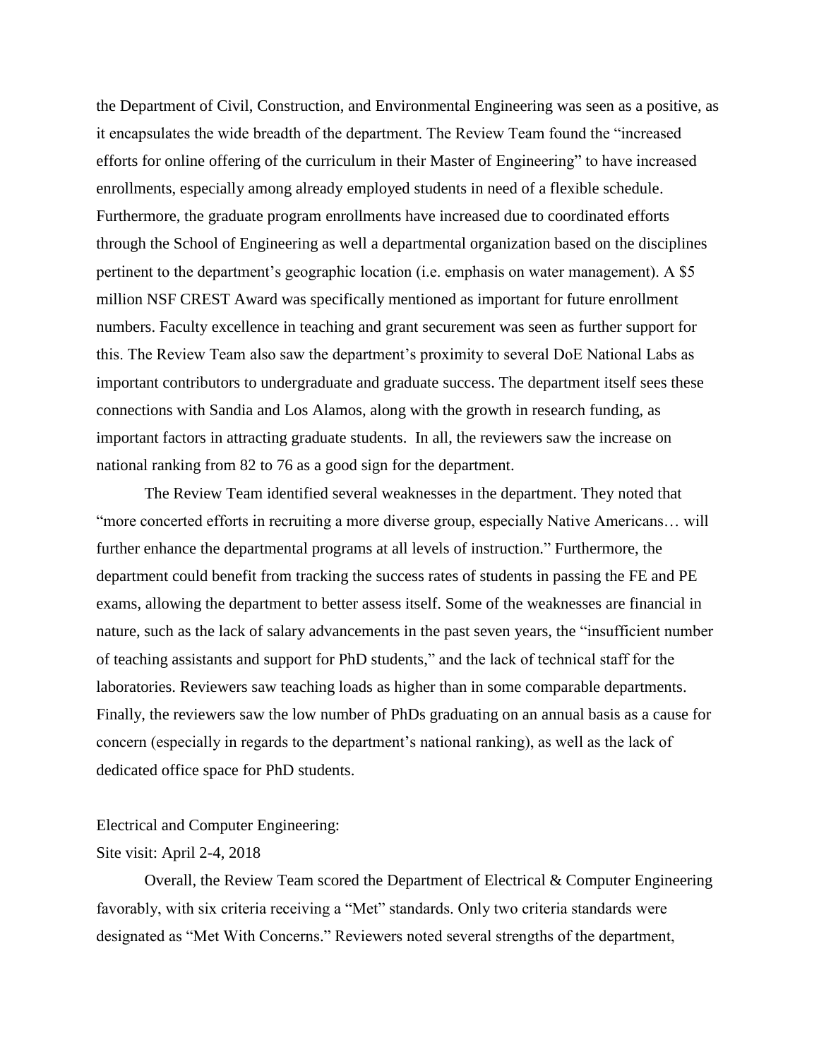the Department of Civil, Construction, and Environmental Engineering was seen as a positive, as it encapsulates the wide breadth of the department. The Review Team found the "increased efforts for online offering of the curriculum in their Master of Engineering" to have increased enrollments, especially among already employed students in need of a flexible schedule. Furthermore, the graduate program enrollments have increased due to coordinated efforts through the School of Engineering as well a departmental organization based on the disciplines pertinent to the department's geographic location (i.e. emphasis on water management). A $5 million NSF CREST Award was specifically mentioned as important for future enrollment numbers. Faculty excellence in teaching and grant securement was seen as further support for this. The Review Team also saw the department's proximity to several DoE National Labs as important contributors to undergraduate and graduate success. The department itself sees these connections with Sandia and Los Alamos, along with the growth in research funding, as important factors in attracting graduate students. In all, the reviewers saw the increase on national ranking from 82 to 76 as a good sign for the department.

The Review Team identified several weaknesses in the department. They noted that "more concerted efforts in recruiting a more diverse group, especially Native Americans… will further enhance the departmental programs at all levels of instruction." Furthermore, the department could benefit from tracking the success rates of students in passing the FE and PE exams, allowing the department to better assess itself. Some of the weaknesses are financial in nature, such as the lack of salary advancements in the past seven years, the "insufficient number of teaching assistants and support for PhD students," and the lack of technical staff for the laboratories. Reviewers saw teaching loads as higher than in some comparable departments. Finally, the reviewers saw the low number of PhDs graduating on an annual basis as a cause for concern (especially in regards to the department's national ranking), as well as the lack of dedicated office space for PhD students.

Electrical and Computer Engineering:

Site visit: April 2-4, 2018

Overall, the Review Team scored the Department of Electrical & Computer Engineering favorably, with six criteria receiving a "Met" standards. Only two criteria standards were designated as "Met With Concerns." Reviewers noted several strengths of the department,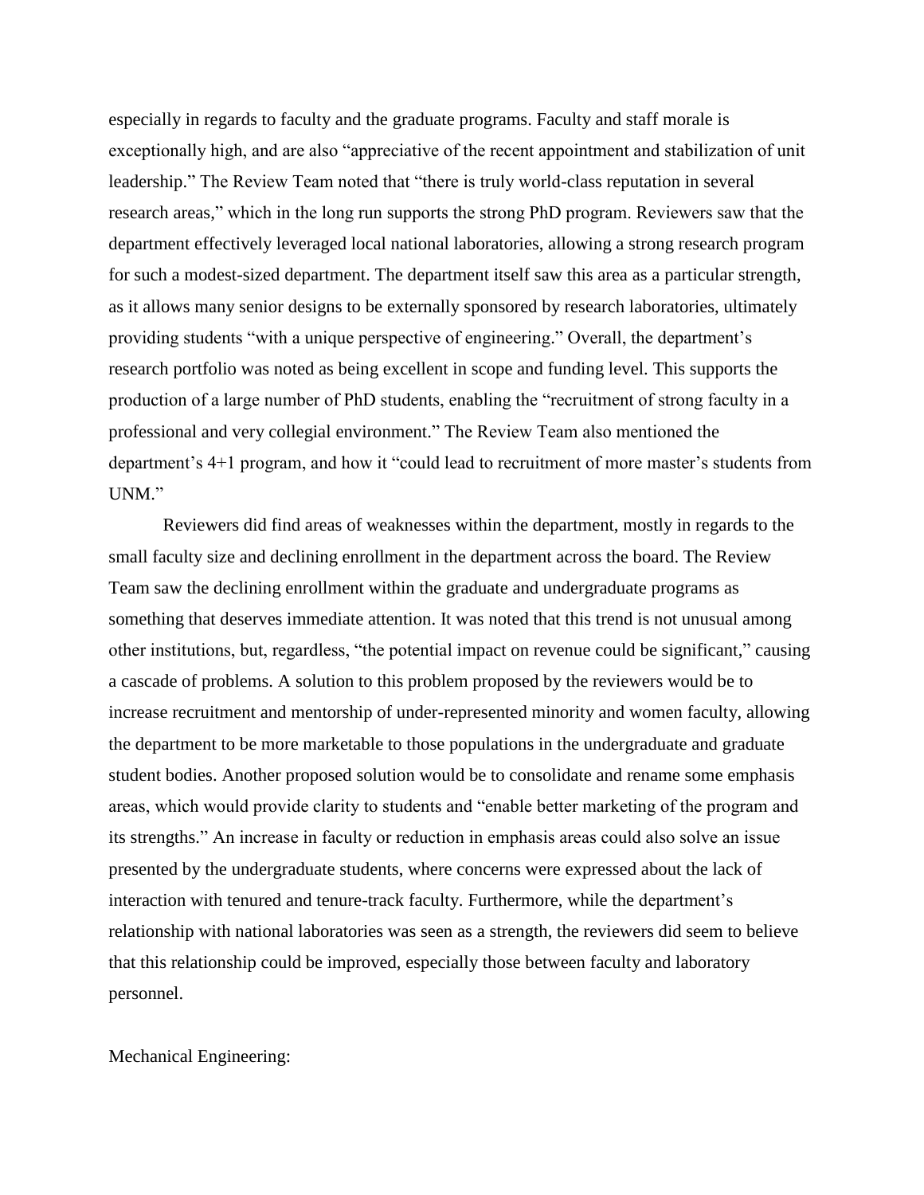especially in regards to faculty and the graduate programs. Faculty and staff morale is exceptionally high, and are also "appreciative of the recent appointment and stabilization of unit leadership." The Review Team noted that "there is truly world-class reputation in several research areas," which in the long run supports the strong PhD program. Reviewers saw that the department effectively leveraged local national laboratories, allowing a strong research program for such a modest-sized department. The department itself saw this area as a particular strength, as it allows many senior designs to be externally sponsored by research laboratories, ultimately providing students "with a unique perspective of engineering." Overall, the department's research portfolio was noted as being excellent in scope and funding level. This supports the production of a large number of PhD students, enabling the "recruitment of strong faculty in a professional and very collegial environment." The Review Team also mentioned the department's 4+1 program, and how it "could lead to recruitment of more master's students from UNM."

Reviewers did find areas of weaknesses within the department, mostly in regards to the small faculty size and declining enrollment in the department across the board. The Review Team saw the declining enrollment within the graduate and undergraduate programs as something that deserves immediate attention. It was noted that this trend is not unusual among other institutions, but, regardless, "the potential impact on revenue could be significant," causing a cascade of problems. A solution to this problem proposed by the reviewers would be to increase recruitment and mentorship of under-represented minority and women faculty, allowing the department to be more marketable to those populations in the undergraduate and graduate student bodies. Another proposed solution would be to consolidate and rename some emphasis areas, which would provide clarity to students and "enable better marketing of the program and its strengths." An increase in faculty or reduction in emphasis areas could also solve an issue presented by the undergraduate students, where concerns were expressed about the lack of interaction with tenured and tenure-track faculty. Furthermore, while the department's relationship with national laboratories was seen as a strength, the reviewers did seem to believe that this relationship could be improved, especially those between faculty and laboratory personnel.

Mechanical Engineering: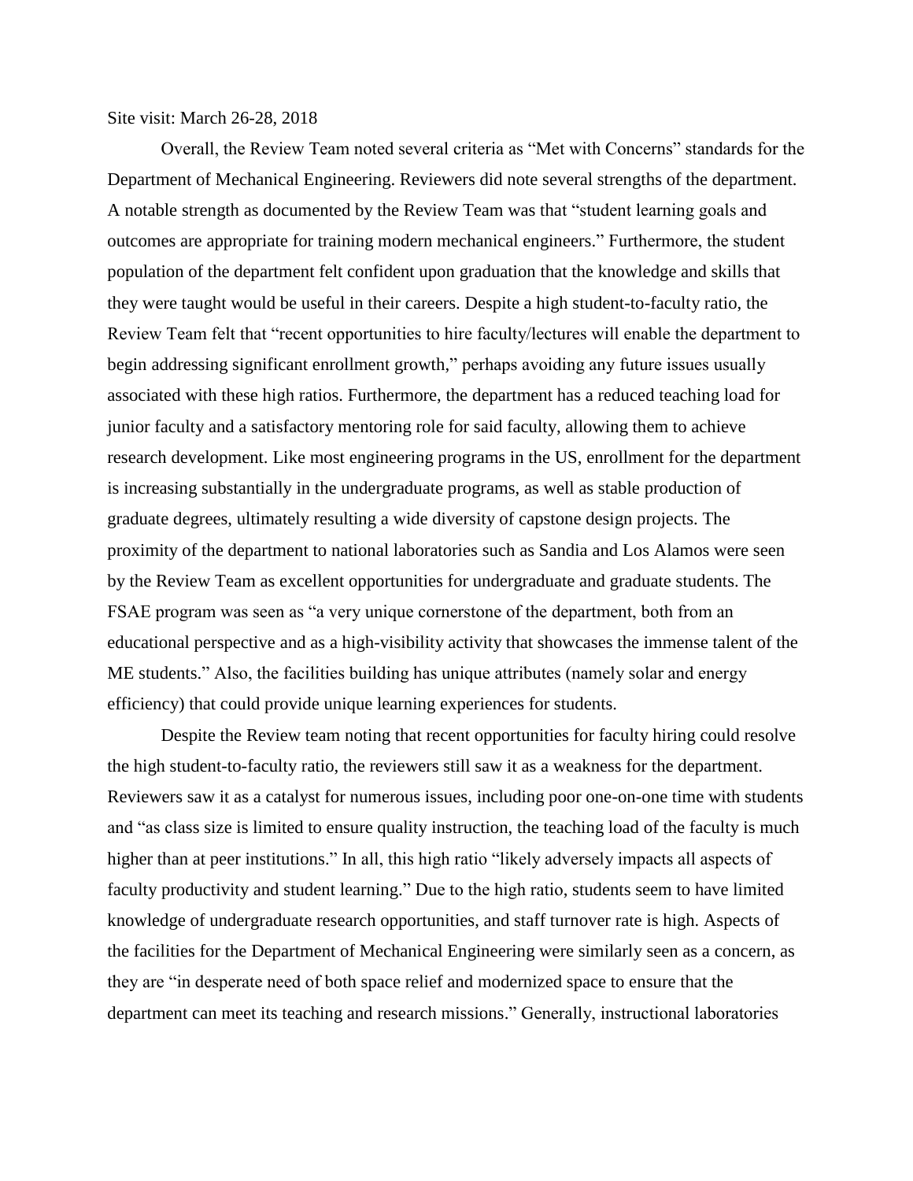Site visit: March 26-28, 2018

Overall, the Review Team noted several criteria as "Met with Concerns" standards for the Department of Mechanical Engineering. Reviewers did note several strengths of the department. A notable strength as documented by the Review Team was that "student learning goals and outcomes are appropriate for training modern mechanical engineers." Furthermore, the student population of the department felt confident upon graduation that the knowledge and skills that they were taught would be useful in their careers. Despite a high student-to-faculty ratio, the Review Team felt that "recent opportunities to hire faculty/lectures will enable the department to begin addressing significant enrollment growth," perhaps avoiding any future issues usually associated with these high ratios. Furthermore, the department has a reduced teaching load for junior faculty and a satisfactory mentoring role for said faculty, allowing them to achieve research development. Like most engineering programs in the US, enrollment for the department is increasing substantially in the undergraduate programs, as well as stable production of graduate degrees, ultimately resulting a wide diversity of capstone design projects. The proximity of the department to national laboratories such as Sandia and Los Alamos were seen by the Review Team as excellent opportunities for undergraduate and graduate students. The FSAE program was seen as "a very unique cornerstone of the department, both from an educational perspective and as a high-visibility activity that showcases the immense talent of the ME students." Also, the facilities building has unique attributes (namely solar and energy efficiency) that could provide unique learning experiences for students.

Despite the Review team noting that recent opportunities for faculty hiring could resolve the high student-to-faculty ratio, the reviewers still saw it as a weakness for the department. Reviewers saw it as a catalyst for numerous issues, including poor one-on-one time with students and "as class size is limited to ensure quality instruction, the teaching load of the faculty is much higher than at peer institutions." In all, this high ratio "likely adversely impacts all aspects of faculty productivity and student learning." Due to the high ratio, students seem to have limited knowledge of undergraduate research opportunities, and staff turnover rate is high. Aspects of the facilities for the Department of Mechanical Engineering were similarly seen as a concern, as they are "in desperate need of both space relief and modernized space to ensure that the department can meet its teaching and research missions." Generally, instructional laboratories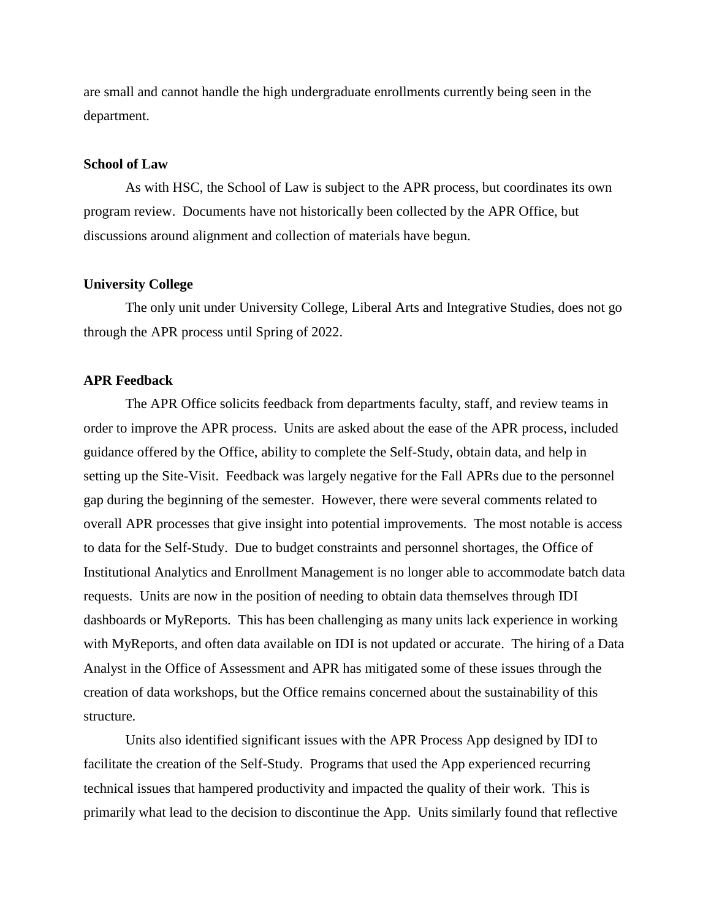are small and cannot handle the high undergraduate enrollments currently being seen in the department.

**School of Law**

As with HSC, the School of Law is subject to the APR process, but coordinates its own program review. Documents have not historically been collected by the APR Office, but discussions around alignment and collection of materials have begun.

**University College**

The only unit under University College, Liberal Arts and Integrative Studies, does not go through the APR process until Spring of 2022.

**APR Feedback**

The APR Office solicits feedback from departments faculty, staff, and review teams in order to improve the APR process. Units are asked about the ease of the APR process, included guidance offered by the Office, ability to complete the Self-Study, obtain data, and help in setting up the Site-Visit. Feedback was largely negative for the Fall APRs due to the personnel gap during the beginning of the semester. However, there were several comments related to overall APR processes that give insight into potential improvements. The most notable is access to data for the Self-Study. Due to budget constraints and personnel shortages, the Office of Institutional Analytics and Enrollment Management is no longer able to accommodate batch data requests. Units are now in the position of needing to obtain data themselves through IDI dashboards or MyReports. This has been challenging as many units lack experience in working with MyReports, and often data available on IDI is not updated or accurate. The hiring of a Data Analyst in the Office of Assessment and APR has mitigated some of these issues through the creation of data workshops, but the Office remains concerned about the sustainability of this structure.

Units also identified significant issues with the APR Process App designed by IDI to facilitate the creation of the Self-Study. Programs that used the App experienced recurring technical issues that hampered productivity and impacted the quality of their work. This is primarily what lead to the decision to discontinue the App. Units similarly found that reflective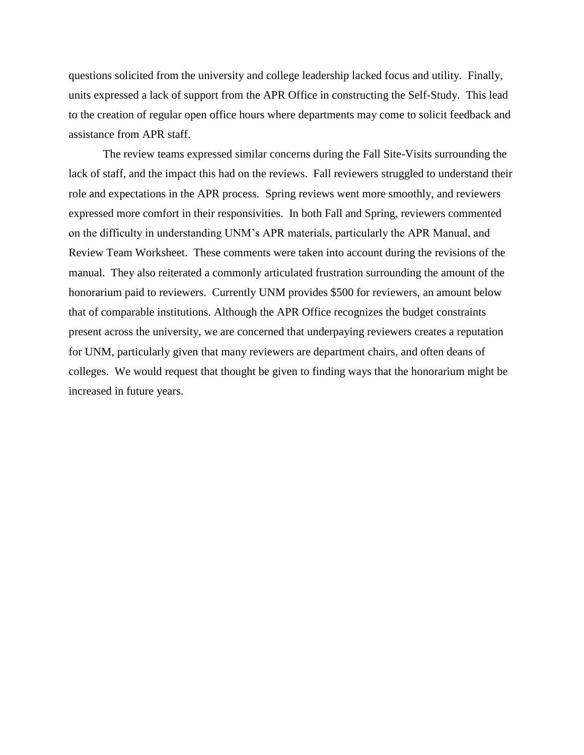questions solicited from the university and college leadership lacked focus and utility. Finally, units expressed a lack of support from the APR Office in constructing the Self-Study. This lead to the creation of regular open office hours where departments may come to solicit feedback and assistance from APR staff.

The review teams expressed similar concerns during the Fall Site-Visits surrounding the lack of staff, and the impact this had on the reviews. Fall reviewers struggled to understand their role and expectations in the APR process. Spring reviews went more smoothly, and reviewers expressed more comfort in their responsivities. In both Fall and Spring, reviewers commented on the difficulty in understanding UNM's APR materials, particularly the APR Manual, and Review Team Worksheet. These comments were taken into account during the revisions of the manual. They also reiterated a commonly articulated frustration surrounding the amount of the honorarium paid to reviewers. Currently UNM provides $500 for reviewers, an amount below that of comparable institutions. Although the APR Office recognizes the budget constraints present across the university, we are concerned that underpaying reviewers creates a reputation for UNM, particularly given that many reviewers are department chairs, and often deans of colleges. We would request that thought be given to finding ways that the honorarium might be increased in future years.